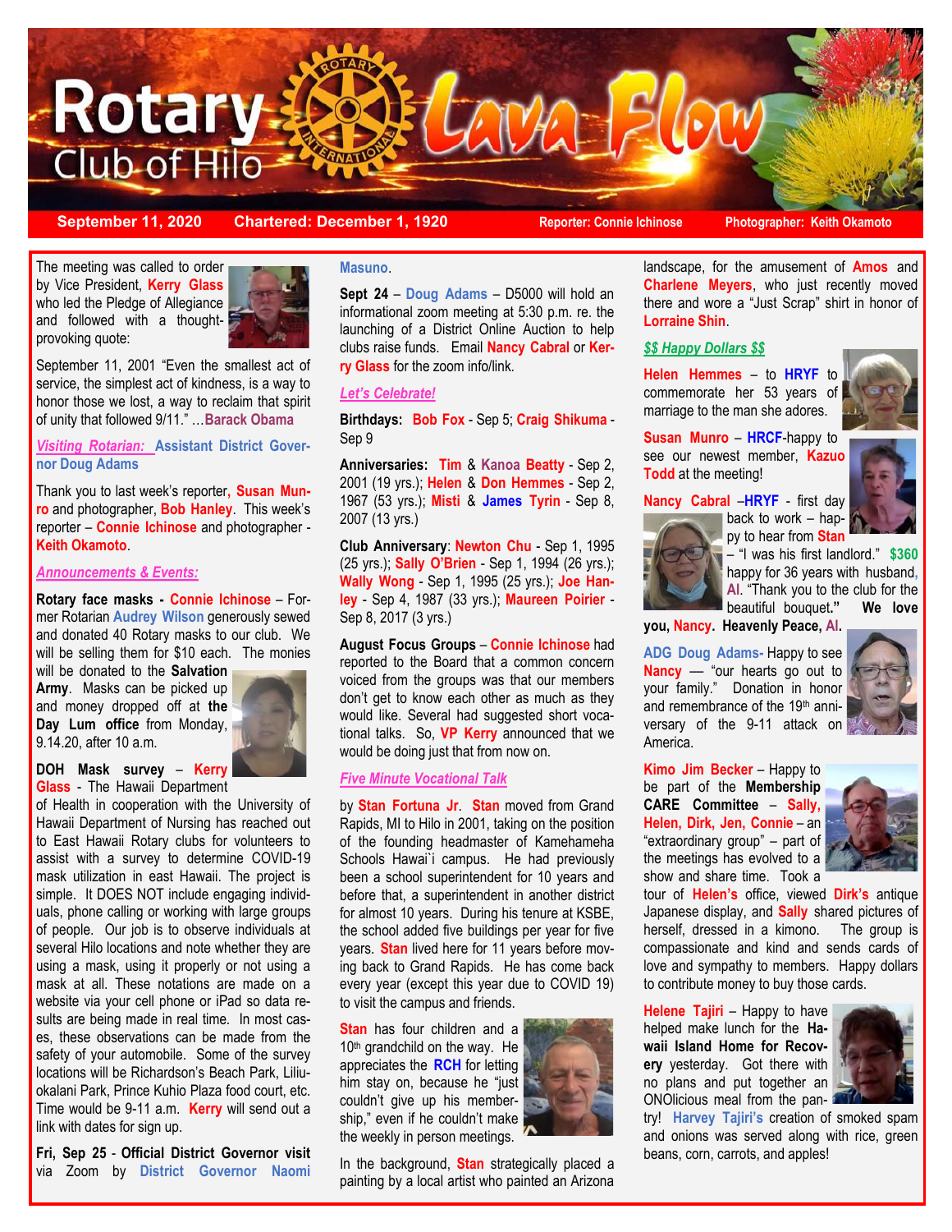# Rotary Club of Hilo Lava Flow

**September 11, 2020** | **Chartered: December 1, 1920** | **Reporter: Connie Ichinose** | **Photographer: Keith Okamoto**

The meeting was called to order by Vice President, **Kerry Glass** who led the Pledge of Allegiance and followed with a thought-provoking quote:

September 11, 2001 "Even the smallest act of service, the simplest act of kindness, is a way to honor those we lost, a way to reclaim that spirit of unity that followed 9/11." …**Barack Obama**

***Visiting Rotarian:*** **Assistant District Governor Doug Adams**

Thank you to last week's reporter, **Susan Munro** and photographer, **Bob Hanley**. This week's reporter – **Connie Ichinose** and photographer - **Keith Okamoto**.

***Announcements & Events:***

**Rotary face masks - Connie Ichinose** – Former Rotarian **Audrey Wilson** generously sewed and donated 40 Rotary masks to our club. We will be selling them for $10 each. The monies will be donated to the **Salvation Army**. Masks can be picked up and money dropped off at **the Day Lum office** from Monday, 9.14.20, after 10 a.m.

**DOH Mask survey** – **Kerry Glass** - The Hawaii Department of Health in cooperation with the University of Hawaii Department of Nursing has reached out to East Hawaii Rotary clubs for volunteers to assist with a survey to determine COVID-19 mask utilization in east Hawaii. The project is simple. It DOES NOT include engaging individuals, phone calling or working with large groups of people. Our job is to observe individuals at several Hilo locations and note whether they are using a mask, using it properly or not using a mask at all. These notations are made on a website via your cell phone or iPad so data results are being made in real time. In most cases, these observations can be made from the safety of your automobile. Some of the survey locations will be Richardson's Beach Park, Liliuokalani Park, Prince Kuhio Plaza food court, etc. Time would be 9-11 a.m. **Kerry** will send out a link with dates for sign up.

**Fri, Sep 25 - Official District Governor visit** via Zoom by **District Governor Naomi Masuno**.

**Sept 24** – **Doug Adams** – D5000 will hold an informational zoom meeting at 5:30 p.m. re. the launching of a District Online Auction to help clubs raise funds. Email **Nancy Cabral** or **Kerry Glass** for the zoom info/link.

***Let's Celebrate!***

**Birthdays: Bob Fox** - Sep 5; **Craig Shikuma** - Sep 9

**Anniversaries: Tim** & **Kanoa Beatty** - Sep 2, 2001 (19 yrs.); **Helen** & **Don Hemmes** - Sep 2, 1967 (53 yrs.); **Misti** & **James Tyrin** - Sep 8, 2007 (13 yrs.)

**Club Anniversary**: **Newton Chu** - Sep 1, 1995 (25 yrs.); **Sally O'Brien** - Sep 1, 1994 (26 yrs.); **Wally Wong** - Sep 1, 1995 (25 yrs.); **Joe Hanley** - Sep 4, 1987 (33 yrs.); **Maureen Poirier** - Sep 8, 2017 (3 yrs.)

**August Focus Groups** – **Connie Ichinose** had reported to the Board that a common concern voiced from the groups was that our members don't get to know each other as much as they would like. Several had suggested short vocational talks. So, **VP Kerry** announced that we would be doing just that from now on.

***Five Minute Vocational Talk***

by **Stan Fortuna Jr**. **Stan** moved from Grand Rapids, MI to Hilo in 2001, taking on the position of the founding headmaster of Kamehameha Schools Hawai`i campus. He had previously been a school superintendent for 10 years and before that, a superintendent in another district for almost 10 years. During his tenure at KSBE, the school added five buildings per year for five years. **Stan** lived here for 11 years before moving back to Grand Rapids. He has come back every year (except this year due to COVID 19) to visit the campus and friends.

**Stan** has four children and a 10th grandchild on the way. He appreciates the **RCH** for letting him stay on, because he "just couldn't give up his membership," even if he couldn't make the weekly in person meetings.

In the background, **Stan** strategically placed a painting by a local artist who painted an Arizona landscape, for the amusement of **Amos** and **Charlene Meyers**, who just recently moved there and wore a "Just Scrap" shirt in honor of **Lorraine Shin**.

***$$ Happy Dollars $$***

**Helen Hemmes** – to **HRYF** to commemorate her 53 years of marriage to the man she adores.

**Susan Munro** – **HRCF**-happy to see our newest member, **Kazuo Todd** at the meeting!

**Nancy Cabral** –**HRYF** - first day back to work – happy to hear from **Stan** – "I was his first landlord." **$360** happy for 36 years with husband, **Al**. "Thank you to the club for the beautiful bouquet**."** **We love you, Nancy. Heavenly Peace, Al.**

**ADG Doug Adams-** Happy to see **Nancy** — "our hearts go out to your family." Donation in honor and remembrance of the 19th anniversary of the 9-11 attack on America.

**Kimo Jim Becker** – Happy to be part of the **Membership CARE Committee** – **Sally, Helen, Dirk, Jen, Connie** – an "extraordinary group" – part of the meetings has evolved to a show and share time. Took a tour of **Helen's** office, viewed **Dirk's** antique Japanese display, and **Sally** shared pictures of herself, dressed in a kimono. The group is compassionate and kind and sends cards of love and sympathy to members. Happy dollars to contribute money to buy those cards.

**Helene Tajiri** – Happy to have helped make lunch for the **Hawaii Island Home for Recovery** yesterday. Got there with no plans and put together an ONOlicious meal from the pantry! **Harvey Tajiri's** creation of smoked spam and onions was served along with rice, green beans, corn, carrots, and apples!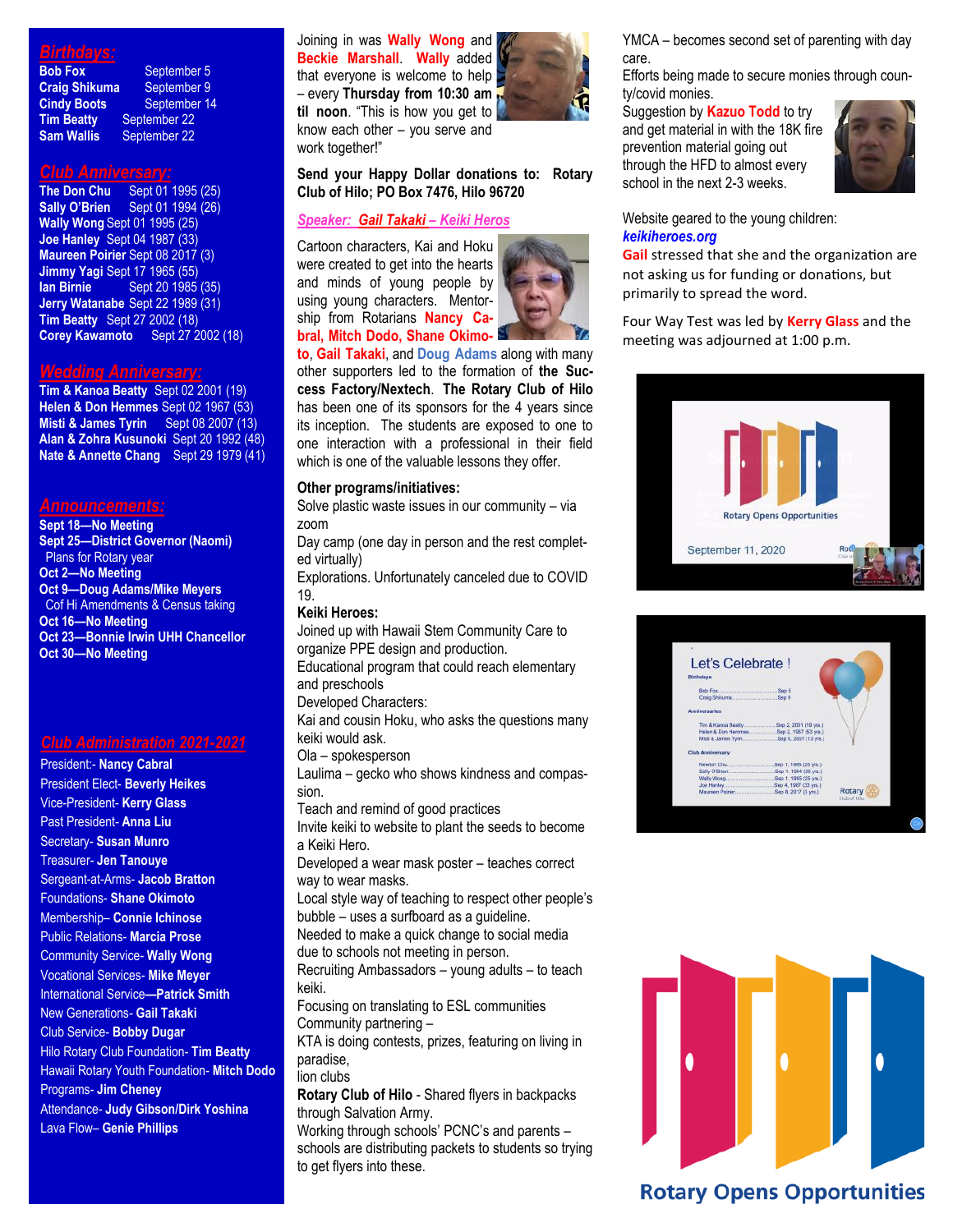## Birthdays:

**Bob Fox** September 5
**Craig Shikuma** September 9
**Cindy Boots** September 14
**Tim Beatty** September 22
**Sam Wallis** September 22

## Club Anniversary:

**The Don Chu** Sept 01 1995 (25)
**Sally O'Brien** Sept 01 1994 (26)
**Wally Wong** Sept 01 1995 (25)
**Joe Hanley** Sept 04 1987 (33)
**Maureen Poirier** Sept 08 2017 (3)
**Jimmy Yagi** Sept 17 1965 (55)
**Ian Birnie** Sept 20 1985 (35)
**Jerry Watanabe** Sept 22 1989 (31)
**Tim Beatty** Sept 27 2002 (18)
**Corey Kawamoto** Sept 27 2002 (18)

## Wedding Anniversary:

**Tim & Kanoa Beatty** Sept 02 2001 (19)
**Helen & Don Hemmes** Sept 02 1967 (53)
**Misti & James Tyrin** Sept 08 2007 (13)
**Alan & Zohra Kusunoki** Sept 20 1992 (48)
**Nate & Annette Chang** Sept 29 1979 (41)

## Announcements:

**Sept 18—No Meeting**
**Sept 25—District Governor (Naomi)** Plans for Rotary year
**Oct 2—No Meeting**
**Oct 9—Doug Adams/Mike Meyers** Cof Hi Amendments & Census taking
**Oct 16—No Meeting**
**Oct 23—Bonnie Irwin UHH Chancellor**
**Oct 30—No Meeting**

## Club Administration 2021-2021

President:- **Nancy Cabral**
President Elect- **Beverly Heikes**
Vice-President- **Kerry Glass**
Past President- **Anna Liu**
Secretary- **Susan Munro**
Treasurer- **Jen Tanouye**
Sergeant-at-Arms- **Jacob Bratton**
Foundations- **Shane Okimoto**
Membership– **Connie Ichinose**
Public Relations- **Marcia Prose**
Community Service- **Wally Wong**
Vocational Services- **Mike Meyer**
International Service—**Patrick Smith**
New Generations- **Gail Takaki**
Club Service- **Bobby Dugar**
Hilo Rotary Club Foundation- **Tim Beatty**
Hawaii Rotary Youth Foundation- **Mitch Dodo**
Programs- **Jim Cheney**
Attendance- **Judy Gibson/Dirk Yoshina**
Lava Flow– **Genie Phillips**

Joining in was **Wally Wong** and **Beckie Marshall**. **Wally** added that everyone is welcome to help – every **Thursday from 10:30 am til noon**. "This is how you get to know each other – you serve and work together!"

**Send your Happy Dollar donations to: Rotary Club of Hilo; PO Box 7476, Hilo 96720**

### *Speaker: Gail Takaki – Keiki Heros*

Cartoon characters, Kai and Hoku were created to get into the hearts and minds of young people by using young characters. Mentorship from Rotarians **Nancy Cabral, Mitch Dodo, Shane Okimoto**, **Gail Takaki**, and **Doug Adams** along with many other supporters led to the formation of **the Success Factory/Nextech**. **The Rotary Club of Hilo** has been one of its sponsors for the 4 years since its inception. The students are exposed to one to one interaction with a professional in their field which is one of the valuable lessons they offer.

**Other programs/initiatives:**
Solve plastic waste issues in our community – via zoom
Day camp (one day in person and the rest completed virtually)
Explorations. Unfortunately canceled due to COVID 19.

**Keiki Heroes:**
Joined up with Hawaii Stem Community Care to organize PPE design and production.
Educational program that could reach elementary and preschools
Developed Characters:
Kai and cousin Hoku, who asks the questions many keiki would ask.
Ola – spokesperson
Laulima – gecko who shows kindness and compassion.
Teach and remind of good practices
Invite keiki to website to plant the seeds to become a Keiki Hero.
Developed a wear mask poster – teaches correct way to wear masks.
Local style way of teaching to respect other people's bubble – uses a surfboard as a guideline.
Needed to make a quick change to social media due to schools not meeting in person.
Recruiting Ambassadors – young adults – to teach keiki.
Focusing on translating to ESL communities
Community partnering –
KTA is doing contests, prizes, featuring on living in paradise,
lion clubs
**Rotary Club of Hilo** - Shared flyers in backpacks through Salvation Army.
Working through schools' PCNC's and parents – schools are distributing packets to students so trying to get flyers into these.
YMCA – becomes second set of parenting with day care.
Efforts being made to secure monies through county/covid monies.
Suggestion by **Kazuo Todd** to try and get material in with the 18K fire prevention material going out through the HFD to almost every school in the next 2-3 weeks.

Website geared to the young children:
***keikiheroes.org***
**Gail** stressed that she and the organization are not asking us for funding or donations, but primarily to spread the word.

Four Way Test was led by **Kerry Glass** and the meeting was adjourned at 1:00 p.m.

Rotary Opens Opportunities